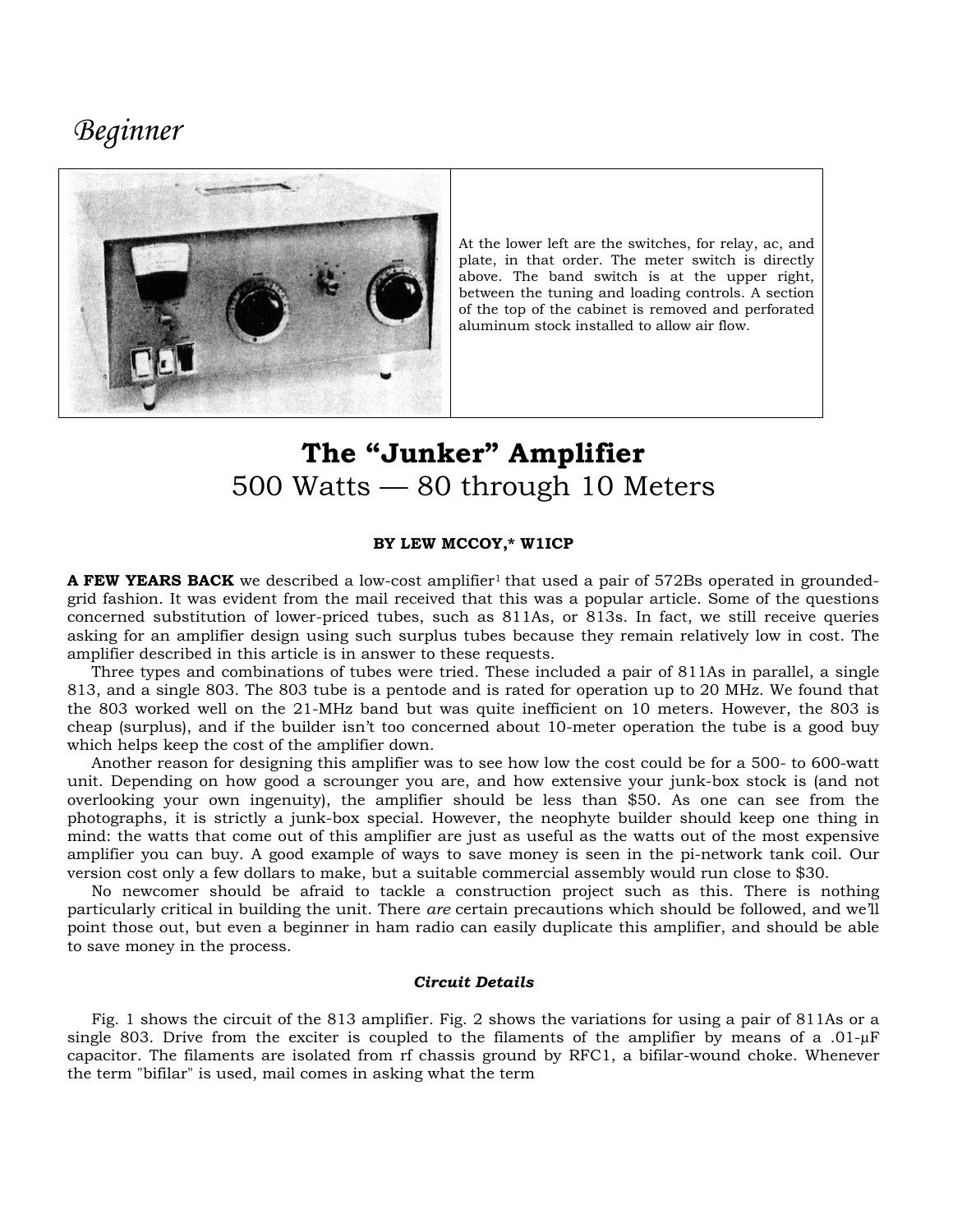*Beginner*

At the lower left are the switches, for relay, ac, and plate, in that order. The meter switch is directly above. The band switch is at the upper right, between the tuning and loading controls. A section of the top of the cabinet is removed and perforated aluminum stock installed to allow air flow.

# The "Junker" Amplifier
## 500 Watts — 80 through 10 Meters

**BY LEW MCCOY,* W1ICP**

**A FEW YEARS BACK** we described a low-cost amplifier[1] that used a pair of 572Bs operated in grounded-grid fashion. It was evident from the mail received that this was a popular article. Some of the questions concerned substitution of lower-priced tubes, such as 811As, or 813s. In fact, we still receive queries asking for an amplifier design using such surplus tubes because they remain relatively low in cost. The amplifier described in this article is in answer to these requests.

Three types and combinations of tubes were tried. These included a pair of 811As in parallel, a single 813, and a single 803. The 803 tube is a pentode and is rated for operation up to 20 MHz. We found that the 803 worked well on the 21-MHz band but was quite inefficient on 10 meters. However, the 803 is cheap (surplus), and if the builder isn't too concerned about 10-meter operation the tube is a good buy which helps keep the cost of the amplifier down.

Another reason for designing this amplifier was to see how low the cost could be for a 500- to 600-watt unit. Depending on how good a scrounger you are, and how extensive your junk-box stock is (and not overlooking your own ingenuity), the amplifier should be less than $50. As one can see from the photographs, it is strictly a junk-box special. However, the neophyte builder should keep one thing in mind: the watts that come out of this amplifier are just as useful as the watts out of the most expensive amplifier you can buy. A good example of ways to save money is seen in the pi-network tank coil. Our version cost only a few dollars to make, but a suitable commercial assembly would run close to $30.

No newcomer should be afraid to tackle a construction project such as this. There is nothing particularly critical in building the unit. There *are* certain precautions which should be followed, and we'll point those out, but even a beginner in ham radio can easily duplicate this amplifier, and should be able to save money in the process.

### *Circuit Details*

Fig. 1 shows the circuit of the 813 amplifier. Fig. 2 shows the variations for using a pair of 811As or a single 803. Drive from the exciter is coupled to the filaments of the amplifier by means of a .01-μF capacitor. The filaments are isolated from rf chassis ground by RFC1, a bifilar-wound choke. Whenever the term "bifilar" is used, mail comes in asking what the term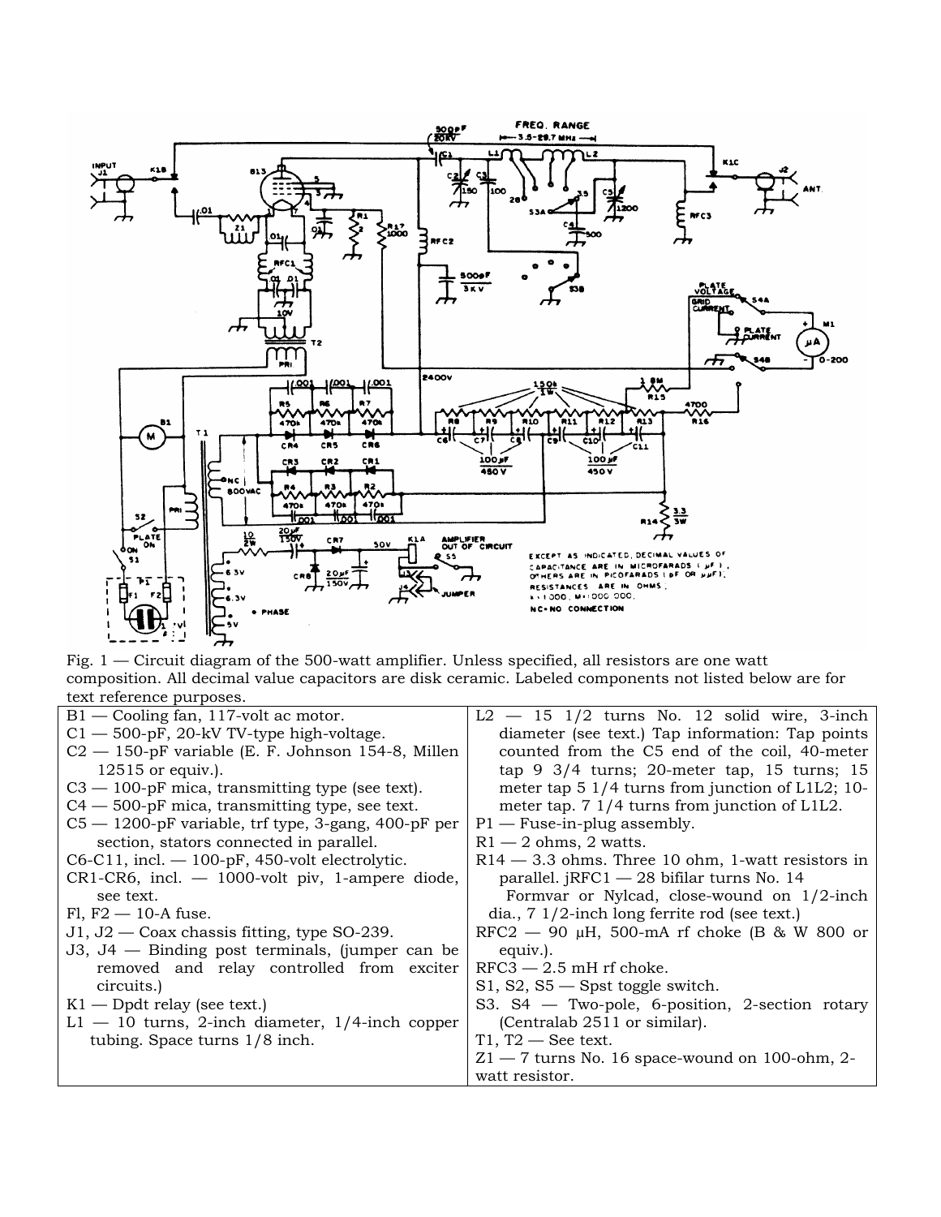Fig. 1 — Circuit diagram of the 500-watt amplifier. Unless specified, all resistors are one watt composition. All decimal value capacitors are disk ceramic. Labeled components not listed below are for text reference purposes.

| | |
|---|---|
| B1 — Cooling fan, 117-volt ac motor. | L2 — 15 1/2 turns No. 12 solid wire, 3-inch diameter (see text.) Tap information: Tap points counted from the C5 end of the coil, 40-meter tap 9 3/4 turns; 20-meter tap, 15 turns; 15 meter tap 5 1/4 turns from junction of L1L2; 10-meter tap. 7 1/4 turns from junction of L1L2. |
| C1 — 500-pF, 20-kV TV-type high-voltage. | P1 — Fuse-in-plug assembly. |
| C2 — 150-pF variable (E. F. Johnson 154-8, Millen 12515 or equiv.). | R1 — 2 ohms, 2 watts. |
| C3 — 100-pF mica, transmitting type (see text). | R14 — 3.3 ohms. Three 10 ohm, 1-watt resistors in parallel. jRFC1 — 28 bifilar turns No. 14 Formvar or Nylcad, close-wound on 1/2-inch dia., 7 1/2-inch long ferrite rod (see text.) |
| C4 — 500-pF mica, transmitting type, see text. | RFC2 — 90 μH, 500-mA rf choke (B & W 800 or equiv.). |
| C5 — 1200-pF variable, trf type, 3-gang, 400-pF per section, stators connected in parallel. | RFC3 — 2.5 mH rf choke. |
| C6-C11, incl. — 100-pF, 450-volt electrolytic. | S1, S2, S5 — Spst toggle switch. |
| CR1-CR6, incl. — 1000-volt piv, 1-ampere diode, see text. | S3. S4 — Two-pole, 6-position, 2-section rotary (Centralab 2511 or similar). |
| Fl, F2 — 10-A fuse. | T1, T2 — See text. |
| J1, J2 — Coax chassis fitting, type SO-239. | Z1 — 7 turns No. 16 space-wound on 100-ohm, 2-watt resistor. |
| J3, J4 — Binding post terminals, (jumper can be removed and relay controlled from exciter circuits.) | |
| K1 — Dpdt relay (see text.) | |
| L1 — 10 turns, 2-inch diameter, 1/4-inch copper tubing. Space turns 1/8 inch. | |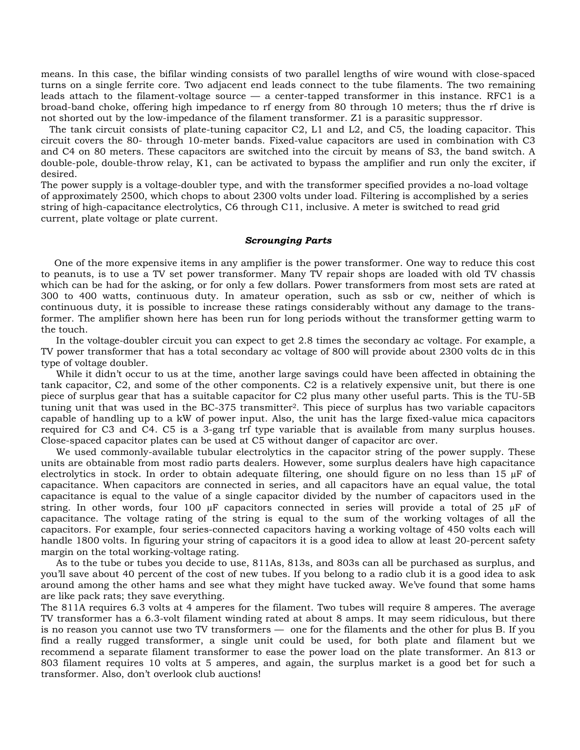means. In this case, the bifilar winding consists of two parallel lengths of wire wound with close-spaced turns on a single ferrite core. Two adjacent end leads connect to the tube filaments. The two remaining leads attach to the filament-voltage source — a center-tapped transformer in this instance. RFC1 is a broad-band choke, offering high impedance to rf energy from 80 through 10 meters; thus the rf drive is not shorted out by the low-impedance of the filament transformer. Z1 is a parasitic suppressor.

The tank circuit consists of plate-tuning capacitor C2, L1 and L2, and C5, the loading capacitor. This circuit covers the 80- through 10-meter bands. Fixed-value capacitors are used in combination with C3 and C4 on 80 meters. These capacitors are switched into the circuit by means of S3, the band switch. A double-pole, double-throw relay, K1, can be activated to bypass the amplifier and run only the exciter, if desired.

The power supply is a voltage-doubler type, and with the transformer specified provides a no-load voltage of approximately 2500, which chops to about 2300 volts under load. Filtering is accomplished by a series string of high-capacitance electrolytics, C6 through C11, inclusive. A meter is switched to read grid current, plate voltage or plate current.

### *Scrounging Parts*

One of the more expensive items in any amplifier is the power transformer. One way to reduce this cost to peanuts, is to use a TV set power transformer. Many TV repair shops are loaded with old TV chassis which can be had for the asking, or for only a few dollars. Power transformers from most sets are rated at 300 to 400 watts, continuous duty. In amateur operation, such as ssb or cw, neither of which is continuous duty, it is possible to increase these ratings considerably without any damage to the transformer. The amplifier shown here has been run for long periods without the transformer getting warm to the touch.

In the voltage-doubler circuit you can expect to get 2.8 times the secondary ac voltage. For example, a TV power transformer that has a total secondary ac voltage of 800 will provide about 2300 volts dc in this type of voltage doubler.

While it didn't occur to us at the time, another large savings could have been affected in obtaining the tank capacitor, C2, and some of the other components. C2 is a relatively expensive unit, but there is one piece of surplus gear that has a suitable capacitor for C2 plus many other useful parts. This is the TU-5B tuning unit that was used in the BC-375 transmitter[2]. This piece of surplus has two variable capacitors capable of handling up to a kW of power input. Also, the unit has the large fixed-value mica capacitors required for C3 and C4. C5 is a 3-gang trf type variable that is available from many surplus houses. Close-spaced capacitor plates can be used at C5 without danger of capacitor arc over.

We used commonly-available tubular electrolytics in the capacitor string of the power supply. These units are obtainable from most radio parts dealers. However, some surplus dealers have high capacitance electrolytics in stock. In order to obtain adequate filtering, one should figure on no less than 15 μF of capacitance. When capacitors are connected in series, and all capacitors have an equal value, the total capacitance is equal to the value of a single capacitor divided by the number of capacitors used in the string. In other words, four 100 μF capacitors connected in series will provide a total of 25 μF of capacitance. The voltage rating of the string is equal to the sum of the working voltages of all the capacitors. For example, four series-connected capacitors having a working voltage of 450 volts each will handle 1800 volts. In figuring your string of capacitors it is a good idea to allow at least 20-percent safety margin on the total working-voltage rating.

As to the tube or tubes you decide to use, 811As, 813s, and 803s can all be purchased as surplus, and you'll save about 40 percent of the cost of new tubes. If you belong to a radio club it is a good idea to ask around among the other hams and see what they might have tucked away. We've found that some hams are like pack rats; they save everything.

The 811A requires 6.3 volts at 4 amperes for the filament. Two tubes will require 8 amperes. The average TV transformer has a 6.3-volt filament winding rated at about 8 amps. It may seem ridiculous, but there is no reason you cannot use two TV transformers — one for the filaments and the other for plus B. If you find a really rugged transformer, a single unit could be used, for both plate and filament but we recommend a separate filament transformer to ease the power load on the plate transformer. An 813 or 803 filament requires 10 volts at 5 amperes, and again, the surplus market is a good bet for such a transformer. Also, don't overlook club auctions!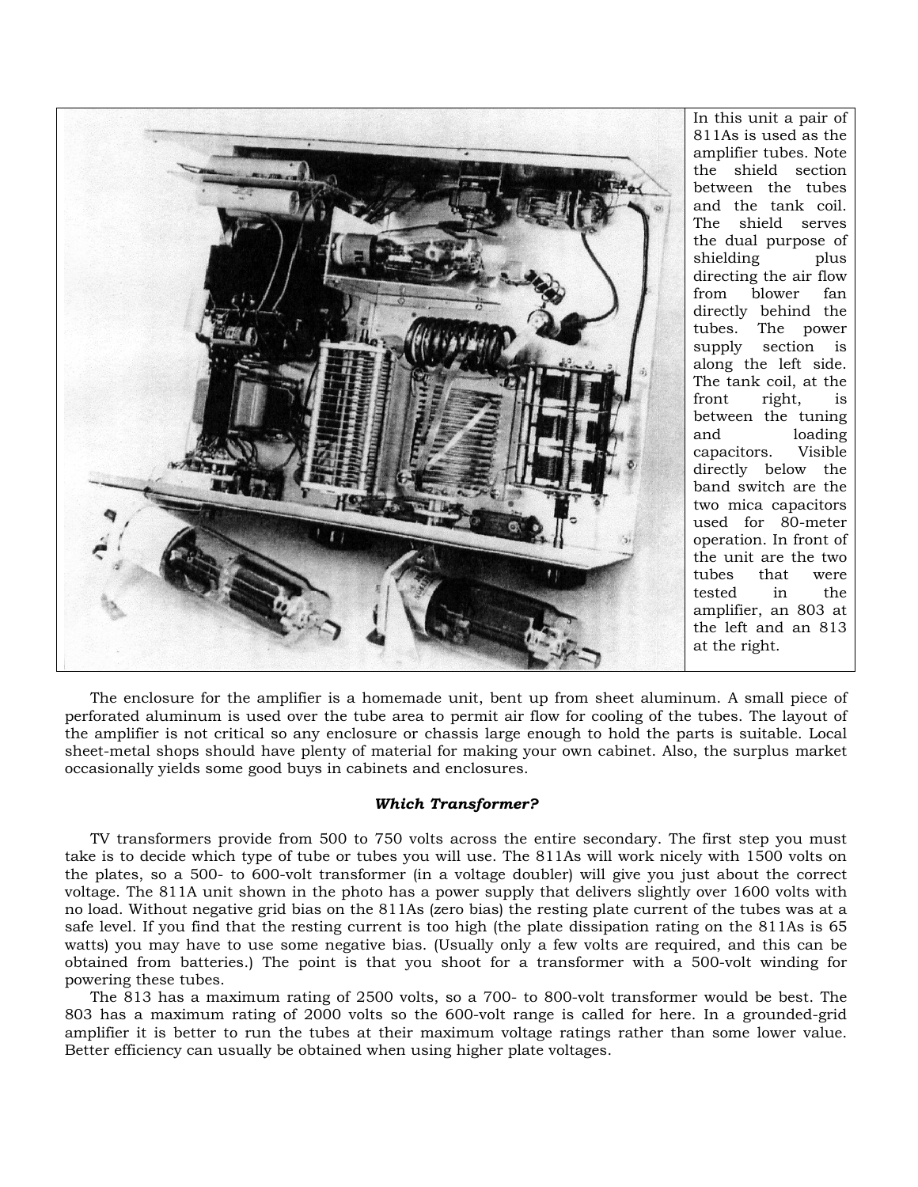In this unit a pair of 811As is used as the amplifier tubes. Note the shield section between the tubes and the tank coil. The shield serves the dual purpose of shielding plus directing the air flow from blower fan directly behind the tubes. The power supply section is along the left side. The tank coil, at the front right, is between the tuning and loading capacitors. Visible directly below the band switch are the two mica capacitors used for 80-meter operation. In front of the unit are the two tubes that were tested in the amplifier, an 803 at the left and an 813 at the right.

The enclosure for the amplifier is a homemade unit, bent up from sheet aluminum. A small piece of perforated aluminum is used over the tube area to permit air flow for cooling of the tubes. The layout of the amplifier is not critical so any enclosure or chassis large enough to hold the parts is suitable. Local sheet-metal shops should have plenty of material for making your own cabinet. Also, the surplus market occasionally yields some good buys in cabinets and enclosures.

### ***Which Transformer?***

TV transformers provide from 500 to 750 volts across the entire secondary. The first step you must take is to decide which type of tube or tubes you will use. The 811As will work nicely with 1500 volts on the plates, so a 500- to 600-volt transformer (in a voltage doubler) will give you just about the correct voltage. The 811A unit shown in the photo has a power supply that delivers slightly over 1600 volts with no load. Without negative grid bias on the 811As (zero bias) the resting plate current of the tubes was at a safe level. If you find that the resting current is too high (the plate dissipation rating on the 811As is 65 watts) you may have to use some negative bias. (Usually only a few volts are required, and this can be obtained from batteries.) The point is that you shoot for a transformer with a 500-volt winding for powering these tubes.

The 813 has a maximum rating of 2500 volts, so a 700- to 800-volt transformer would be best. The 803 has a maximum rating of 2000 volts so the 600-volt range is called for here. In a grounded-grid amplifier it is better to run the tubes at their maximum voltage ratings rather than some lower value. Better efficiency can usually be obtained when using higher plate voltages.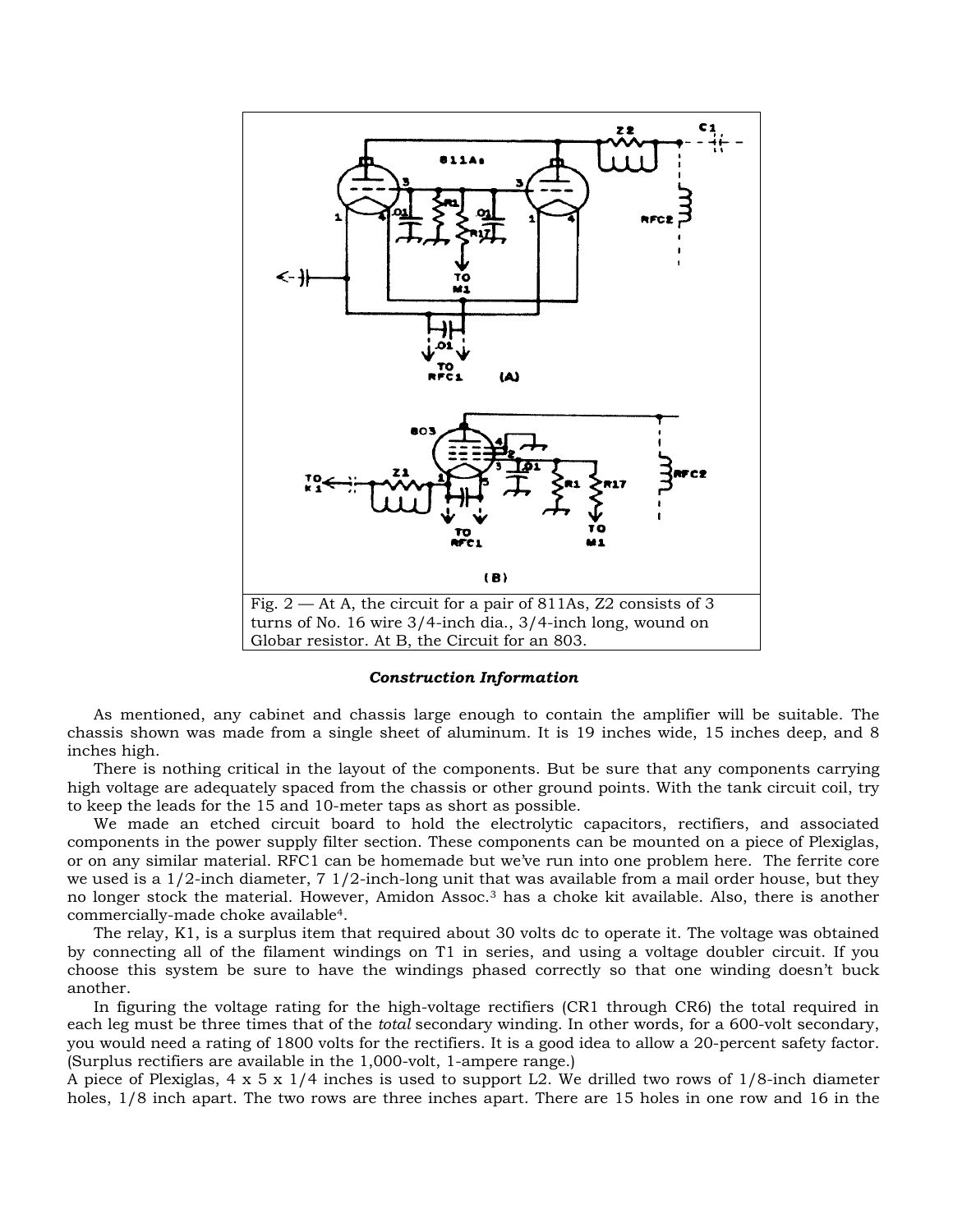Fig. 2 — At A, the circuit for a pair of 811As, Z2 consists of 3 turns of No. 16 wire 3/4-inch dia., 3/4-inch long, wound on Globar resistor. At B, the Circuit for an 803.

***Construction Information***

As mentioned, any cabinet and chassis large enough to contain the amplifier will be suitable. The chassis shown was made from a single sheet of aluminum. It is 19 inches wide, 15 inches deep, and 8 inches high.

There is nothing critical in the layout of the components. But be sure that any components carrying high voltage are adequately spaced from the chassis or other ground points. With the tank circuit coil, try to keep the leads for the 15 and 10-meter taps as short as possible.

We made an etched circuit board to hold the electrolytic capacitors, rectifiers, and associated components in the power supply filter section. These components can be mounted on a piece of Plexiglas, or on any similar material. RFC1 can be homemade but we've run into one problem here. The ferrite core we used is a 1/2-inch diameter, 7 1/2-inch-long unit that was available from a mail order house, but they no longer stock the material. However, Amidon Assoc.[3] has a choke kit available. Also, there is another commercially-made choke available[4].

The relay, K1, is a surplus item that required about 30 volts dc to operate it. The voltage was obtained by connecting all of the filament windings on T1 in series, and using a voltage doubler circuit. If you choose this system be sure to have the windings phased correctly so that one winding doesn't buck another.

In figuring the voltage rating for the high-voltage rectifiers (CR1 through CR6) the total required in each leg must be three times that of the *total* secondary winding. In other words, for a 600-volt secondary, you would need a rating of 1800 volts for the rectifiers. It is a good idea to allow a 20-percent safety factor. (Surplus rectifiers are available in the 1,000-volt, 1-ampere range.)

A piece of Plexiglas, 4 x 5 x 1/4 inches is used to support L2. We drilled two rows of 1/8-inch diameter holes, 1/8 inch apart. The two rows are three inches apart. There are 15 holes in one row and 16 in the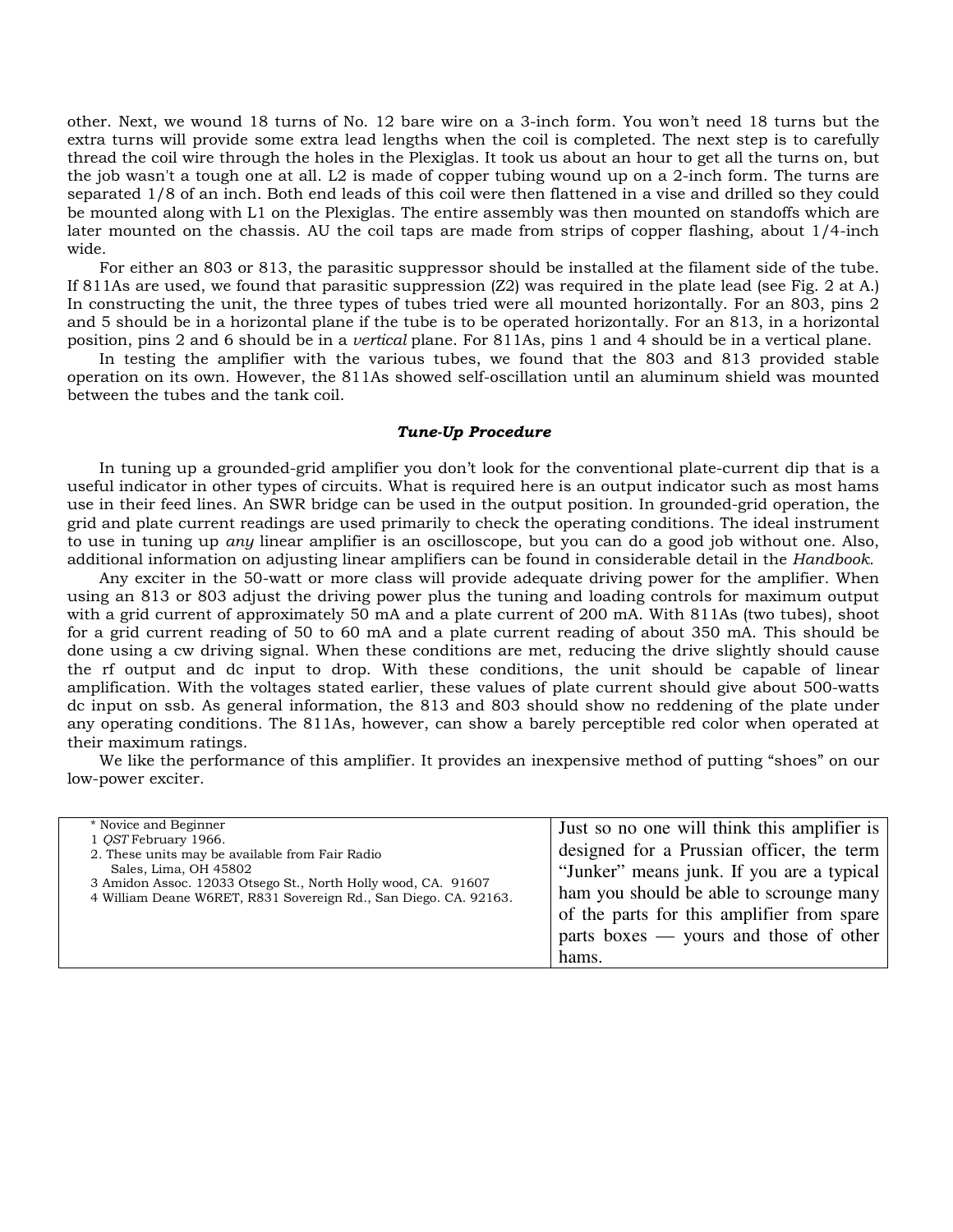other. Next, we wound 18 turns of No. 12 bare wire on a 3-inch form. You won't need 18 turns but the extra turns will provide some extra lead lengths when the coil is completed. The next step is to carefully thread the coil wire through the holes in the Plexiglas. It took us about an hour to get all the turns on, but the job wasn't a tough one at all. L2 is made of copper tubing wound up on a 2-inch form. The turns are separated 1/8 of an inch. Both end leads of this coil were then flattened in a vise and drilled so they could be mounted along with L1 on the Plexiglas. The entire assembly was then mounted on standoffs which are later mounted on the chassis. AU the coil taps are made from strips of copper flashing, about 1/4-inch wide.

For either an 803 or 813, the parasitic suppressor should be installed at the filament side of the tube. If 811As are used, we found that parasitic suppression (Z2) was required in the plate lead (see Fig. 2 at A.) In constructing the unit, the three types of tubes tried were all mounted horizontally. For an 803, pins 2 and 5 should be in a horizontal plane if the tube is to be operated horizontally. For an 813, in a horizontal position, pins 2 and 6 should be in a *vertical* plane. For 811As, pins 1 and 4 should be in a vertical plane.

In testing the amplifier with the various tubes, we found that the 803 and 813 provided stable operation on its own. However, the 811As showed self-oscillation until an aluminum shield was mounted between the tubes and the tank coil.

### *Tune-Up Procedure*

In tuning up a grounded-grid amplifier you don't look for the conventional plate-current dip that is a useful indicator in other types of circuits. What is required here is an output indicator such as most hams use in their feed lines. An SWR bridge can be used in the output position. In grounded-grid operation, the grid and plate current readings are used primarily to check the operating conditions. The ideal instrument to use in tuning up *any* linear amplifier is an oscilloscope, but you can do a good job without one. Also, additional information on adjusting linear amplifiers can be found in considerable detail in the *Handbook.*

Any exciter in the 50-watt or more class will provide adequate driving power for the amplifier. When using an 813 or 803 adjust the driving power plus the tuning and loading controls for maximum output with a grid current of approximately 50 mA and a plate current of 200 mA. With 811As (two tubes), shoot for a grid current reading of 50 to 60 mA and a plate current reading of about 350 mA. This should be done using a cw driving signal. When these conditions are met, reducing the drive slightly should cause the rf output and dc input to drop. With these conditions, the unit should be capable of linear amplification. With the voltages stated earlier, these values of plate current should give about 500-watts dc input on ssb. As general information, the 813 and 803 should show no reddening of the plate under any operating conditions. The 811As, however, can show a barely perceptible red color when operated at their maximum ratings.

We like the performance of this amplifier. It provides an inexpensive method of putting "shoes" on our low-power exciter.

\* Novice and Beginner
1 *QST* February 1966.
2. These units may be available from Fair Radio Sales, Lima, OH 45802
3 Amidon Assoc. 12033 Otsego St., North Holly wood, CA. 91607
4 William Deane W6RET, R831 Sovereign Rd., San Diego. CA. 92163.

Just so no one will think this amplifier is designed for a Prussian officer, the term "Junker" means junk. If you are a typical ham you should be able to scrounge many of the parts for this amplifier from spare parts boxes — yours and those of other hams.